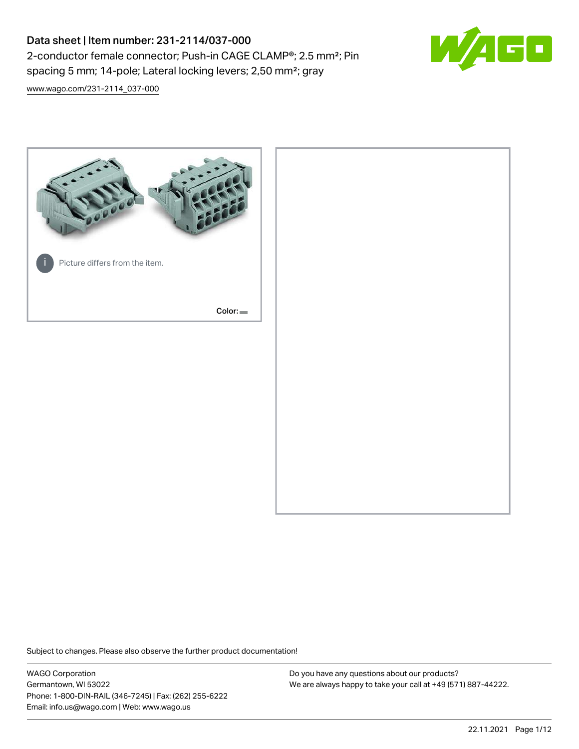# Data sheet | Item number: 231-2114/037-000

2-conductor female connector; Push-in CAGE CLAMP®; 2.5 mm²; Pin spacing 5 mm; 14-pole; Lateral locking levers; 2,50 mm²; gray

www.wago.com/231-2114_037-000

Picture differs from the item.

Color:

Subject to changes. Please also observe the further product documentation!

WAGO Corporation
Germantown, WI 53022
Phone: 1-800-DIN-RAIL (346-7245) | Fax: (262) 255-6222
Email: info.us@wago.com | Web: www.wago.us

Do you have any questions about our products?
We are always happy to take your call at +49 (571) 887-44222.

22.11.2021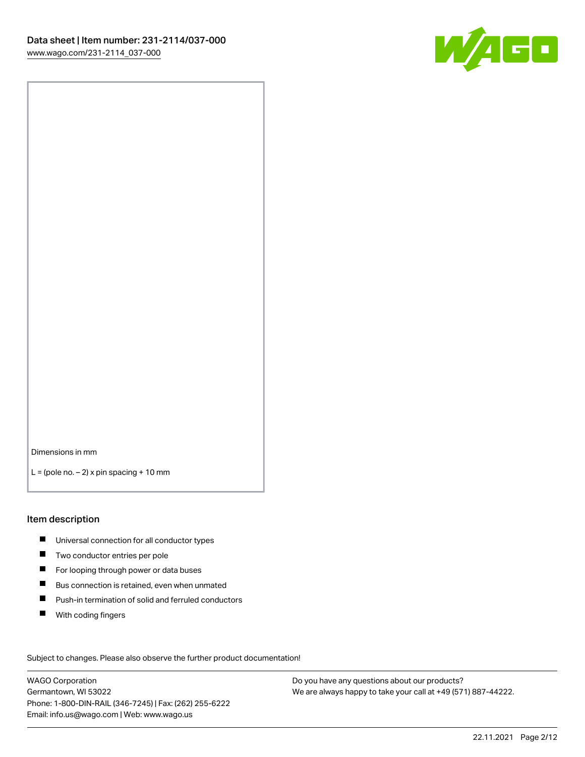Dimensions in mm

L = (pole no. − 2) x pin spacing + 10 mm

## Item description

- Universal connection for all conductor types
- Two conductor entries per pole
- For looping through power or data buses
- Bus connection is retained, even when unmated
- Push-in termination of solid and ferruled conductors
- With coding fingers

Subject to changes. Please also observe the further product documentation!

WAGO Corporation
Germantown, WI 53022
Phone: 1-800-DIN-RAIL (346-7245) | Fax: (262) 255-6222
Email: info.us@wago.com | Web: www.wago.us

Do you have any questions about our products?
We are always happy to take your call at +49 (571) 887-44222.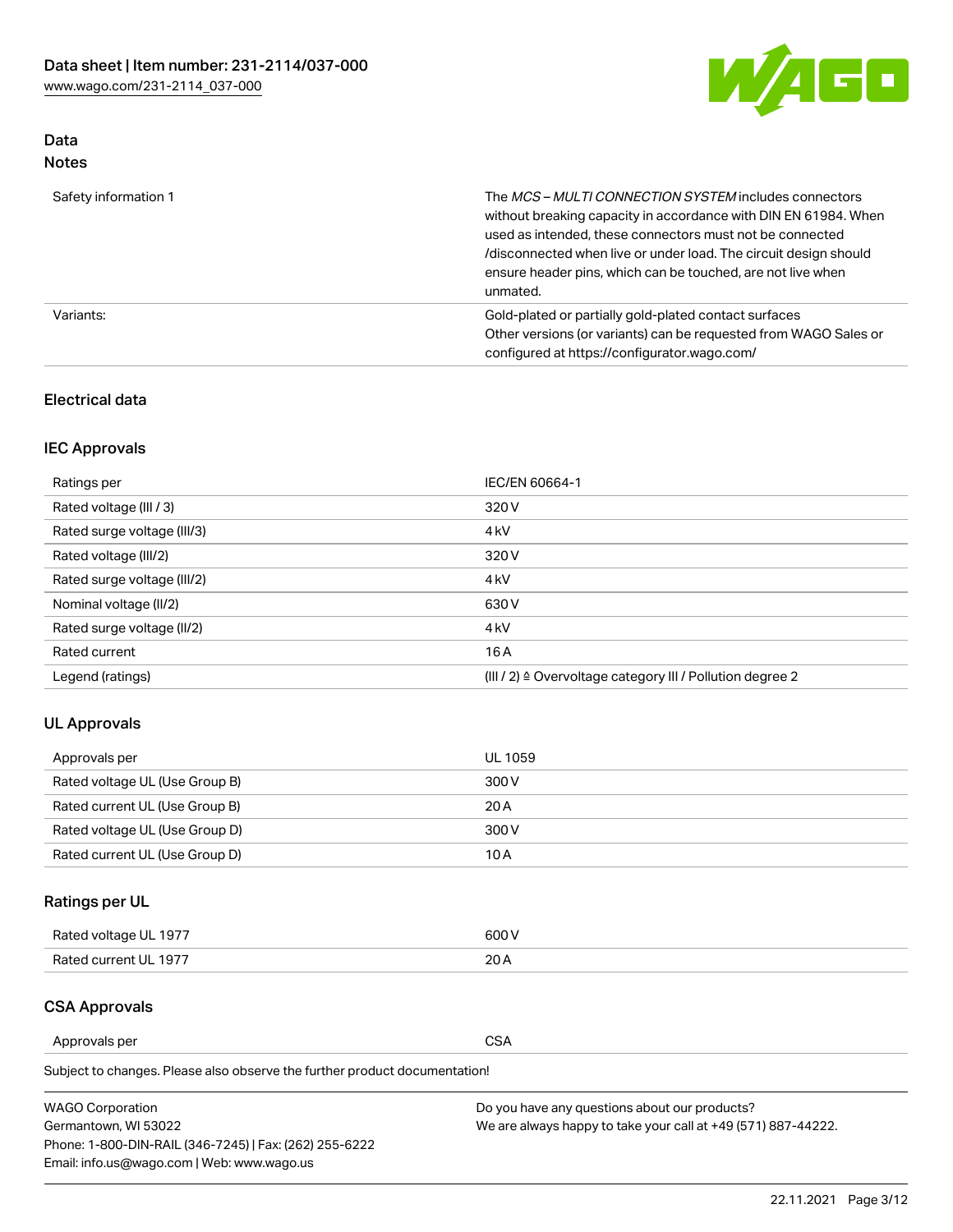## Data
### Notes

| | |
|---|---|
| Safety information 1 | The *MCS – MULTI CONNECTION SYSTEM* includes connectors without breaking capacity in accordance with DIN EN 61984. When used as intended, these connectors must not be connected /disconnected when live or under load. The circuit design should ensure header pins, which can be touched, are not live when unmated. |
| Variants: | Gold-plated or partially gold-plated contact surfaces<br>Other versions (or variants) can be requested from WAGO Sales or configured at https://configurator.wago.com/ |

## Electrical data

### IEC Approvals

| | |
|---|---|
| Ratings per | IEC/EN 60664-1 |
| Rated voltage (III / 3) | 320 V |
| Rated surge voltage (III/3) | 4 kV |
| Rated voltage (III/2) | 320 V |
| Rated surge voltage (III/2) | 4 kV |
| Nominal voltage (II/2) | 630 V |
| Rated surge voltage (II/2) | 4 kV |
| Rated current | 16 A |
| Legend (ratings) | (III / 2) ≙ Overvoltage category III / Pollution degree 2 |

### UL Approvals

| | |
|---|---|
| Approvals per | UL 1059 |
| Rated voltage UL (Use Group B) | 300 V |
| Rated current UL (Use Group B) | 20 A |
| Rated voltage UL (Use Group D) | 300 V |
| Rated current UL (Use Group D) | 10 A |

### Ratings per UL

| | |
|---|---|
| Rated voltage UL 1977 | 600 V |
| Rated current UL 1977 | 20 A |

### CSA Approvals

| | |
|---|---|
| Approvals per | CSA |

Subject to changes. Please also observe the further product documentation!

WAGO Corporation
Germantown, WI 53022
Phone: 1-800-DIN-RAIL (346-7245) | Fax: (262) 255-6222
Email: info.us@wago.com | Web: www.wago.us

Do you have any questions about our products?
We are always happy to take your call at +49 (571) 887-44222.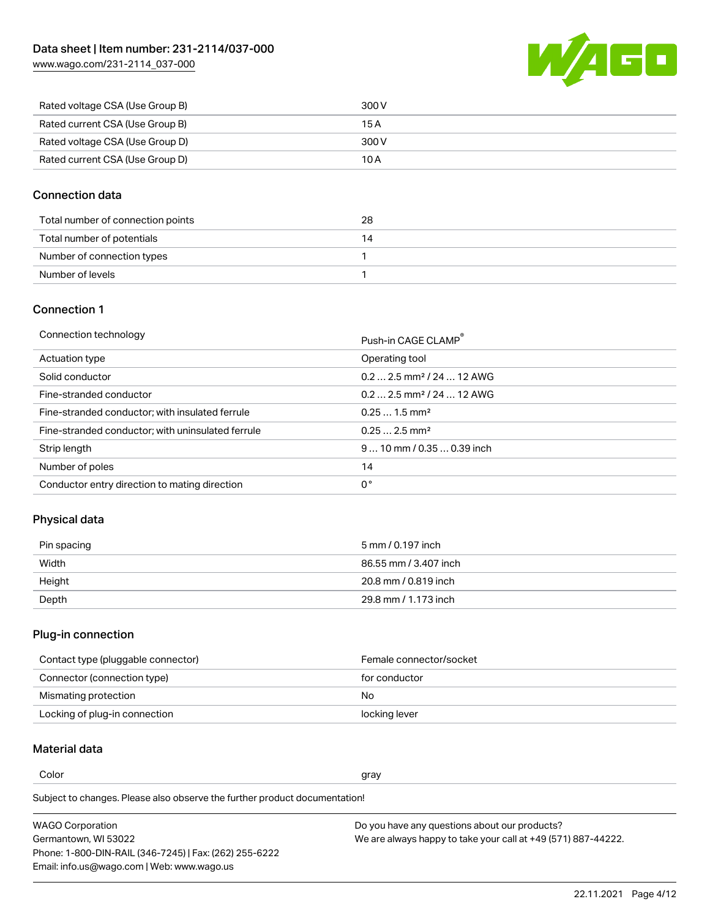| | |
|---|---|
| Rated voltage CSA (Use Group B) | 300 V |
| Rated current CSA (Use Group B) | 15 A |
| Rated voltage CSA (Use Group D) | 300 V |
| Rated current CSA (Use Group D) | 10 A |

## Connection data

| | |
|---|---|
| Total number of connection points | 28 |
| Total number of potentials | 14 |
| Number of connection types | 1 |
| Number of levels | 1 |

## Connection 1

| | |
|---|---|
| Connection technology | Push-in CAGE CLAMP® |
| Actuation type | Operating tool |
| Solid conductor | 0.2 … 2.5 mm² / 24 … 12 AWG |
| Fine-stranded conductor | 0.2 … 2.5 mm² / 24 … 12 AWG |
| Fine-stranded conductor; with insulated ferrule | 0.25 … 1.5 mm² |
| Fine-stranded conductor; with uninsulated ferrule | 0.25 … 2.5 mm² |
| Strip length | 9 … 10 mm / 0.35 … 0.39 inch |
| Number of poles | 14 |
| Conductor entry direction to mating direction | 0 ° |

## Physical data

| | |
|---|---|
| Pin spacing | 5 mm / 0.197 inch |
| Width | 86.55 mm / 3.407 inch |
| Height | 20.8 mm / 0.819 inch |
| Depth | 29.8 mm / 1.173 inch |

## Plug-in connection

| | |
|---|---|
| Contact type (pluggable connector) | Female connector/socket |
| Connector (connection type) | for conductor |
| Mismating protection | No |
| Locking of plug-in connection | locking lever |

## Material data

| | |
|---|---|
| Color | gray |

Subject to changes. Please also observe the further product documentation!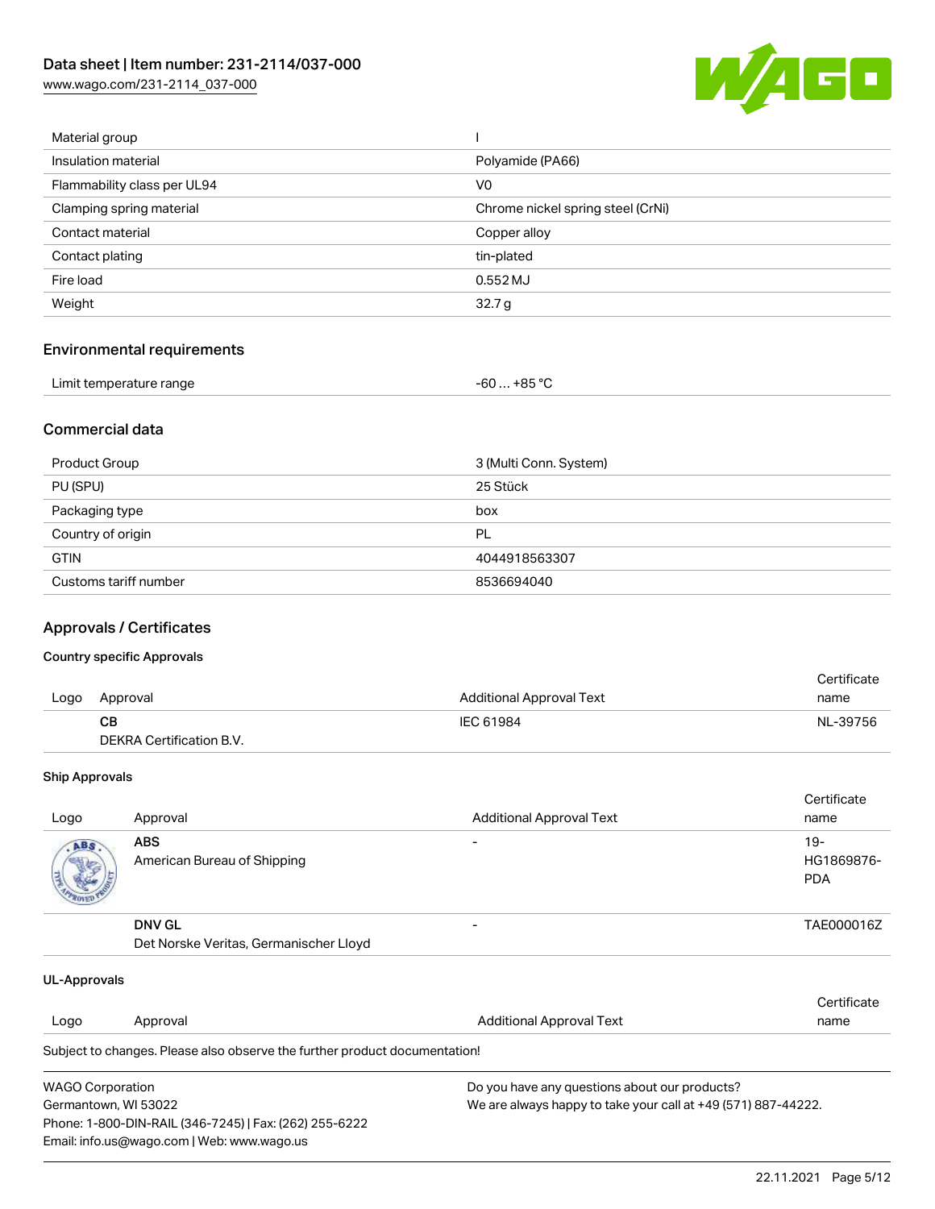| Material group | I |
| --- | --- |
| Insulation material | Polyamide (PA66) |
| Flammability class per UL94 | V0 |
| Clamping spring material | Chrome nickel spring steel (CrNi) |
| Contact material | Copper alloy |
| Contact plating | tin-plated |
| Fire load | 0.552 MJ |
| Weight | 32.7 g |

## Environmental requirements

| Limit temperature range | -60 … +85 °C |
| --- | --- |

## Commercial data

| Product Group | 3 (Multi Conn. System) |
| --- | --- |
| PU (SPU) | 25 Stück |
| Packaging type | box |
| Country of origin | PL |
| GTIN | 4044918563307 |
| Customs tariff number | 8536694040 |

## Approvals / Certificates

### Country specific Approvals

| Logo | Approval | Additional Approval Text | Certificate name |
| --- | --- | --- | --- |
| | **CB**<br>DEKRA Certification B.V. | IEC 61984 | NL-39756 |

### Ship Approvals

| Logo | Approval | Additional Approval Text | Certificate name |
| --- | --- | --- | --- |
| | **ABS**<br>American Bureau of Shipping | - | 19-HG1869876-PDA |
| | **DNV GL**<br>Det Norske Veritas, Germanischer Lloyd | - | TAE000016Z |

### UL-Approvals

| Logo | Approval | Additional Approval Text | Certificate name |
| --- | --- | --- | --- |

Subject to changes. Please also observe the further product documentation!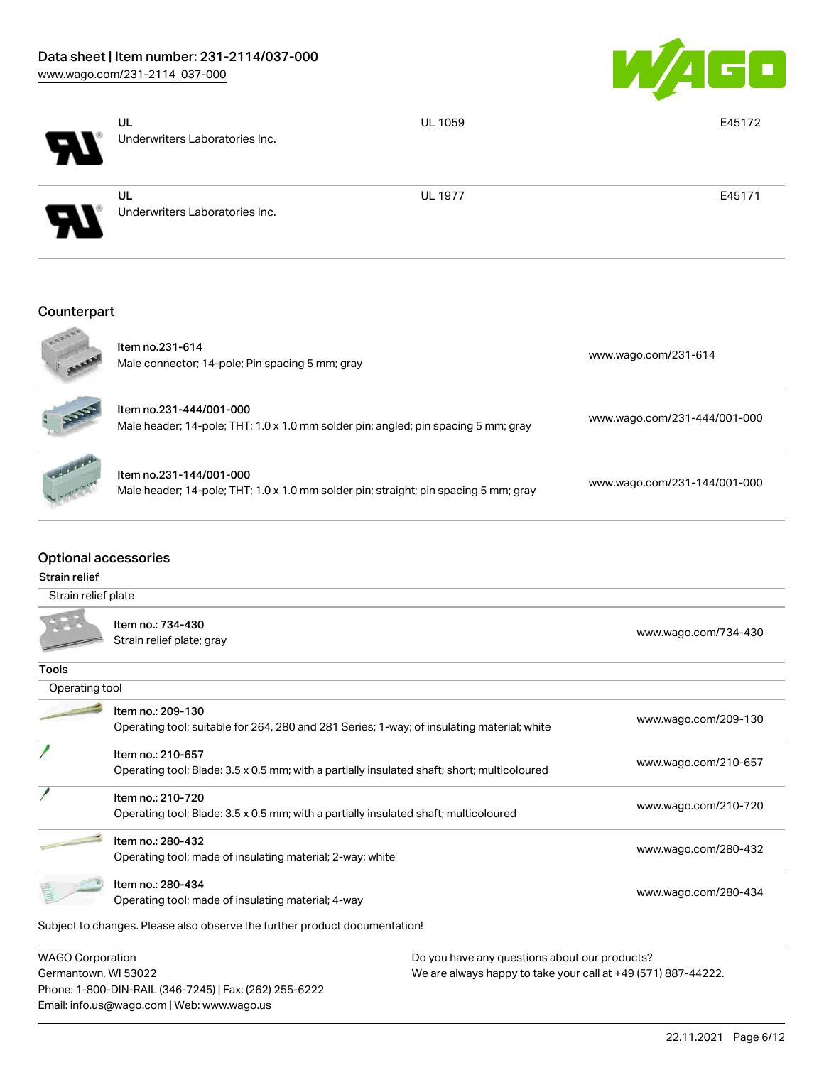| | | | |
|---|---|---|---|
| | UL<br>Underwriters Laboratories Inc. | UL 1059 | E45172 |
| | UL<br>Underwriters Laboratories Inc. | UL 1977 | E45171 |

## Counterpart

| | | |
|---|---|---|
| | Item no.231-614<br>Male connector; 14-pole; Pin spacing 5 mm; gray | www.wago.com/231-614 |
| | Item no.231-444/001-000<br>Male header; 14-pole; THT; 1.0 x 1.0 mm solder pin; angled; pin spacing 5 mm; gray | www.wago.com/231-444/001-000 |
| | Item no.231-144/001-000<br>Male header; 14-pole; THT; 1.0 x 1.0 mm solder pin; straight; pin spacing 5 mm; gray | www.wago.com/231-144/001-000 |

## Optional accessories

### Strain relief

Strain relief plate

| | | |
|---|---|---|
| | Item no.: 734-430<br>Strain relief plate; gray | www.wago.com/734-430 |

### Tools

Operating tool

| | | |
|---|---|---|
| | Item no.: 209-130<br>Operating tool; suitable for 264, 280 and 281 Series; 1-way; of insulating material; white | www.wago.com/209-130 |
| | Item no.: 210-657<br>Operating tool; Blade: 3.5 x 0.5 mm; with a partially insulated shaft; short; multicoloured | www.wago.com/210-657 |
| | Item no.: 210-720<br>Operating tool; Blade: 3.5 x 0.5 mm; with a partially insulated shaft; multicoloured | www.wago.com/210-720 |
| | Item no.: 280-432<br>Operating tool; made of insulating material; 2-way; white | www.wago.com/280-432 |
| | Item no.: 280-434<br>Operating tool; made of insulating material; 4-way | www.wago.com/280-434 |

Subject to changes. Please also observe the further product documentation!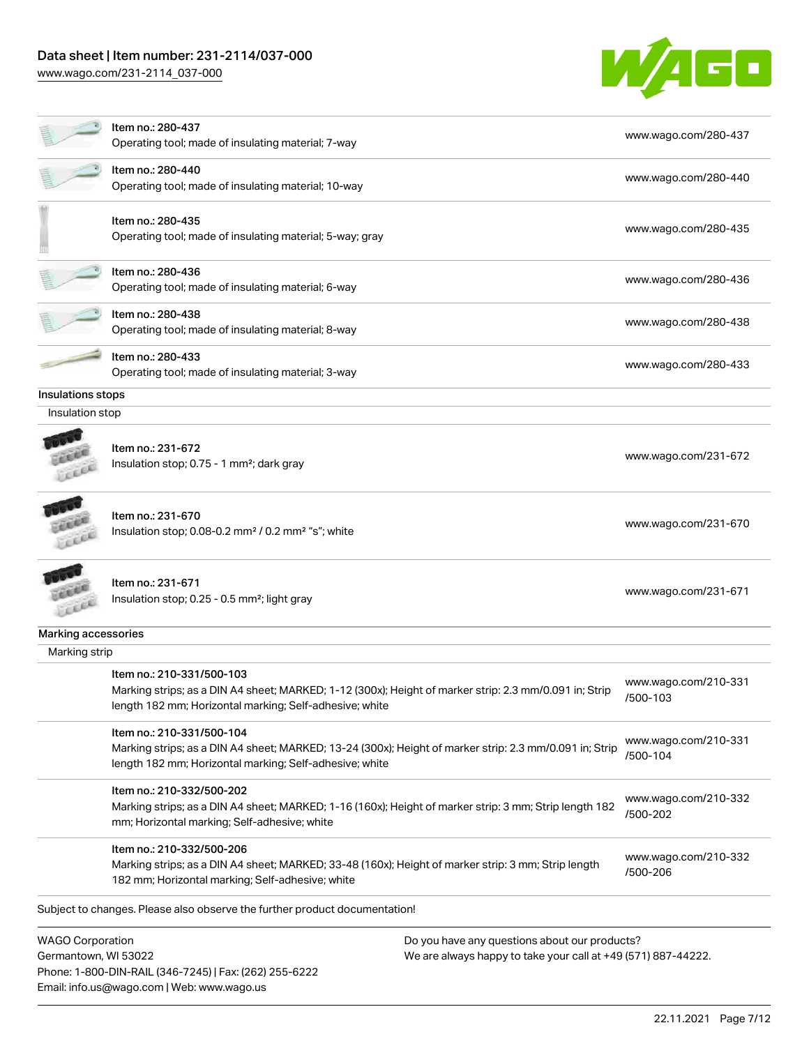| Item | Link |
|---|---|
| Item no.: 280-437<br>Operating tool; made of insulating material; 7-way | www.wago.com/280-437 |
| Item no.: 280-440<br>Operating tool; made of insulating material; 10-way | www.wago.com/280-440 |
| Item no.: 280-435<br>Operating tool; made of insulating material; 5-way; gray | www.wago.com/280-435 |
| Item no.: 280-436<br>Operating tool; made of insulating material; 6-way | www.wago.com/280-436 |
| Item no.: 280-438<br>Operating tool; made of insulating material; 8-way | www.wago.com/280-438 |
| Item no.: 280-433<br>Operating tool; made of insulating material; 3-way | www.wago.com/280-433 |

**Insulations stops**

Insulation stop

| Item | Link |
|---|---|
| Item no.: 231-672<br>Insulation stop; 0.75 - 1 mm²; dark gray | www.wago.com/231-672 |
| Item no.: 231-670<br>Insulation stop; 0.08-0.2 mm² / 0.2 mm² "s"; white | www.wago.com/231-670 |
| Item no.: 231-671<br>Insulation stop; 0.25 - 0.5 mm²; light gray | www.wago.com/231-671 |

**Marking accessories**

Marking strip

| Item | Link |
|---|---|
| Item no.: 210-331/500-103<br>Marking strips; as a DIN A4 sheet; MARKED; 1-12 (300x); Height of marker strip: 2.3 mm/0.091 in; Strip length 182 mm; Horizontal marking; Self-adhesive; white | www.wago.com/210-331/500-103 |
| Item no.: 210-331/500-104<br>Marking strips; as a DIN A4 sheet; MARKED; 13-24 (300x); Height of marker strip: 2.3 mm/0.091 in; Strip length 182 mm; Horizontal marking; Self-adhesive; white | www.wago.com/210-331/500-104 |
| Item no.: 210-332/500-202<br>Marking strips; as a DIN A4 sheet; MARKED; 1-16 (160x); Height of marker strip: 3 mm; Strip length 182 mm; Horizontal marking; Self-adhesive; white | www.wago.com/210-332/500-202 |
| Item no.: 210-332/500-206<br>Marking strips; as a DIN A4 sheet; MARKED; 33-48 (160x); Height of marker strip: 3 mm; Strip length 182 mm; Horizontal marking; Self-adhesive; white | www.wago.com/210-332/500-206 |

Subject to changes. Please also observe the further product documentation!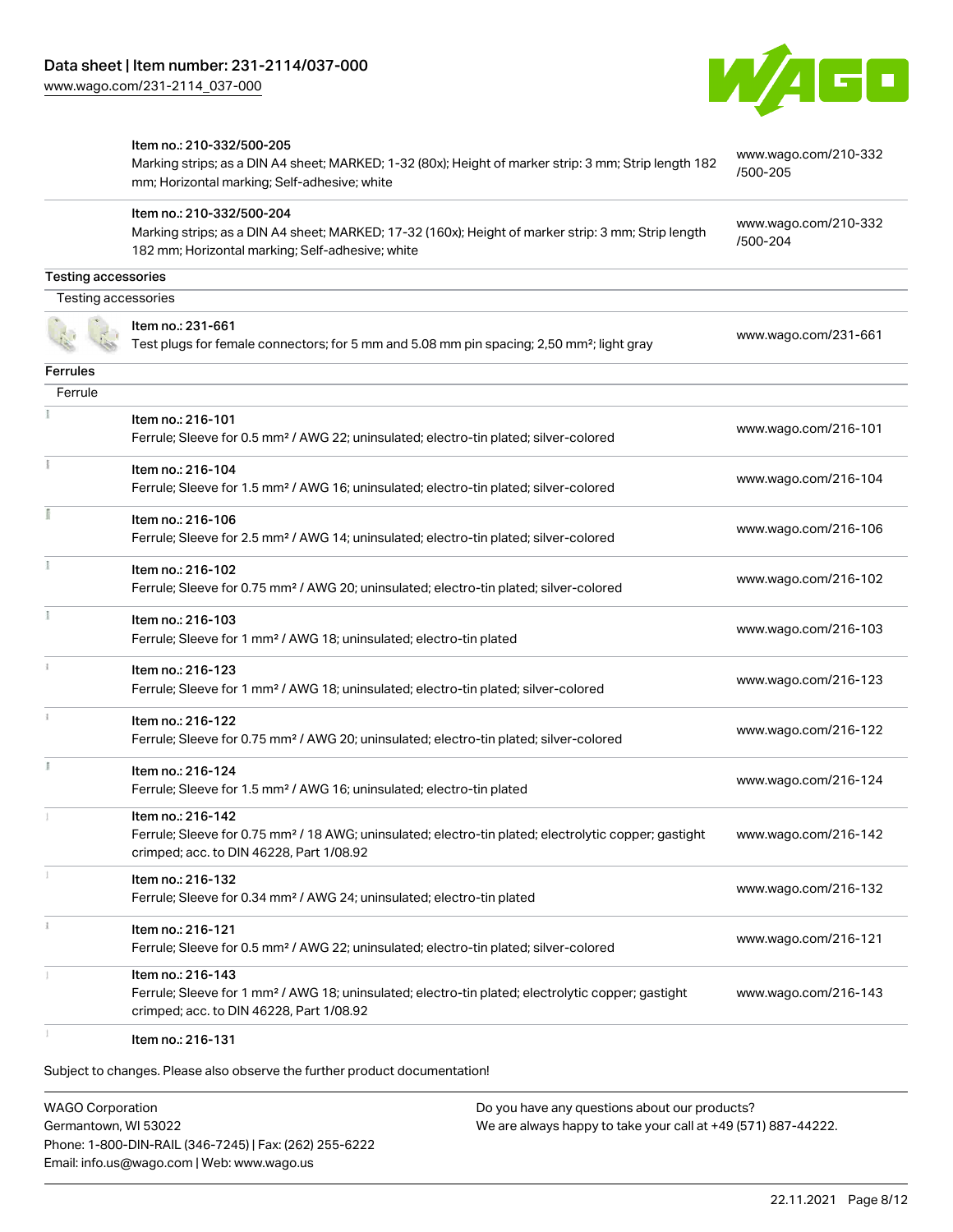| | Item | Link |
|---|---|---|
| | Item no.: 210-332/500-205<br>Marking strips; as a DIN A4 sheet; MARKED; 1-32 (80x); Height of marker strip: 3 mm; Strip length 182 mm; Horizontal marking; Self-adhesive; white | www.wago.com/210-332/500-205 |
| | Item no.: 210-332/500-204<br>Marking strips; as a DIN A4 sheet; MARKED; 17-32 (160x); Height of marker strip: 3 mm; Strip length 182 mm; Horizontal marking; Self-adhesive; white | www.wago.com/210-332/500-204 |

## Testing accessories

Testing accessories

| | Item | Link |
|---|---|---|
| | Item no.: 231-661<br>Test plugs for female connectors; for 5 mm and 5.08 mm pin spacing; 2,50 mm²; light gray | www.wago.com/231-661 |

## Ferrules

Ferrule

| | Item | Link |
|---|---|---|
| | Item no.: 216-101<br>Ferrule; Sleeve for 0.5 mm² / AWG 22; uninsulated; electro-tin plated; silver-colored | www.wago.com/216-101 |
| | Item no.: 216-104<br>Ferrule; Sleeve for 1.5 mm² / AWG 16; uninsulated; electro-tin plated; silver-colored | www.wago.com/216-104 |
| | Item no.: 216-106<br>Ferrule; Sleeve for 2.5 mm² / AWG 14; uninsulated; electro-tin plated; silver-colored | www.wago.com/216-106 |
| | Item no.: 216-102<br>Ferrule; Sleeve for 0.75 mm² / AWG 20; uninsulated; electro-tin plated; silver-colored | www.wago.com/216-102 |
| | Item no.: 216-103<br>Ferrule; Sleeve for 1 mm² / AWG 18; uninsulated; electro-tin plated | www.wago.com/216-103 |
| | Item no.: 216-123<br>Ferrule; Sleeve for 1 mm² / AWG 18; uninsulated; electro-tin plated; silver-colored | www.wago.com/216-123 |
| | Item no.: 216-122<br>Ferrule; Sleeve for 0.75 mm² / AWG 20; uninsulated; electro-tin plated; silver-colored | www.wago.com/216-122 |
| | Item no.: 216-124<br>Ferrule; Sleeve for 1.5 mm² / AWG 16; uninsulated; electro-tin plated | www.wago.com/216-124 |
| | Item no.: 216-142<br>Ferrule; Sleeve for 0.75 mm² / 18 AWG; uninsulated; electro-tin plated; electrolytic copper; gastight crimped; acc. to DIN 46228, Part 1/08.92 | www.wago.com/216-142 |
| | Item no.: 216-132<br>Ferrule; Sleeve for 0.34 mm² / AWG 24; uninsulated; electro-tin plated | www.wago.com/216-132 |
| | Item no.: 216-121<br>Ferrule; Sleeve for 0.5 mm² / AWG 22; uninsulated; electro-tin plated; silver-colored | www.wago.com/216-121 |
| | Item no.: 216-143<br>Ferrule; Sleeve for 1 mm² / AWG 18; uninsulated; electro-tin plated; electrolytic copper; gastight crimped; acc. to DIN 46228, Part 1/08.92 | www.wago.com/216-143 |
| | Item no.: 216-131 | |

Subject to changes. Please also observe the further product documentation!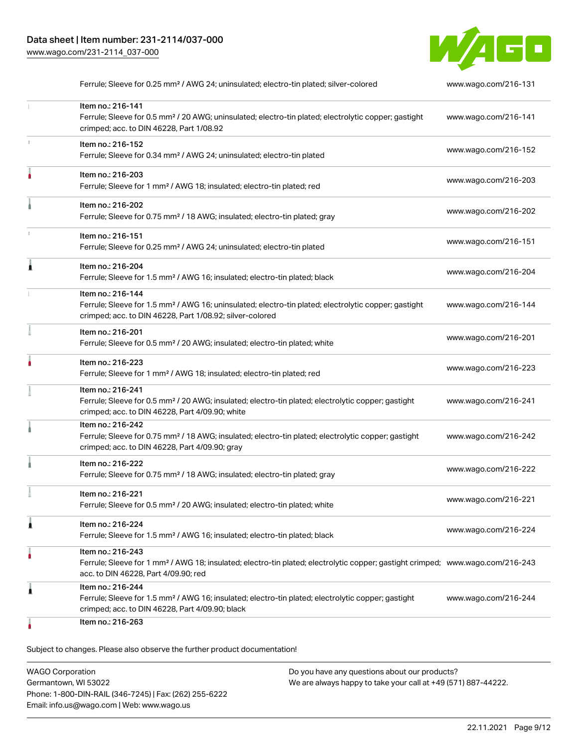| | | |
|---|---|---|
| | Ferrule; Sleeve for 0.25 mm² / AWG 24; uninsulated; electro-tin plated; silver-colored | www.wago.com/216-131 |
| | Item no.: 216-141<br>Ferrule; Sleeve for 0.5 mm² / 20 AWG; uninsulated; electro-tin plated; electrolytic copper; gastight crimped; acc. to DIN 46228, Part 1/08.92 | www.wago.com/216-141 |
| | Item no.: 216-152<br>Ferrule; Sleeve for 0.34 mm² / AWG 24; uninsulated; electro-tin plated | www.wago.com/216-152 |
| | Item no.: 216-203<br>Ferrule; Sleeve for 1 mm² / AWG 18; insulated; electro-tin plated; red | www.wago.com/216-203 |
| | Item no.: 216-202<br>Ferrule; Sleeve for 0.75 mm² / 18 AWG; insulated; electro-tin plated; gray | www.wago.com/216-202 |
| | Item no.: 216-151<br>Ferrule; Sleeve for 0.25 mm² / AWG 24; uninsulated; electro-tin plated | www.wago.com/216-151 |
| | Item no.: 216-204<br>Ferrule; Sleeve for 1.5 mm² / AWG 16; insulated; electro-tin plated; black | www.wago.com/216-204 |
| | Item no.: 216-144<br>Ferrule; Sleeve for 1.5 mm² / AWG 16; uninsulated; electro-tin plated; electrolytic copper; gastight crimped; acc. to DIN 46228, Part 1/08.92; silver-colored | www.wago.com/216-144 |
| | Item no.: 216-201<br>Ferrule; Sleeve for 0.5 mm² / 20 AWG; insulated; electro-tin plated; white | www.wago.com/216-201 |
| | Item no.: 216-223<br>Ferrule; Sleeve for 1 mm² / AWG 18; insulated; electro-tin plated; red | www.wago.com/216-223 |
| | Item no.: 216-241<br>Ferrule; Sleeve for 0.5 mm² / 20 AWG; insulated; electro-tin plated; electrolytic copper; gastight crimped; acc. to DIN 46228, Part 4/09.90; white | www.wago.com/216-241 |
| | Item no.: 216-242<br>Ferrule; Sleeve for 0.75 mm² / 18 AWG; insulated; electro-tin plated; electrolytic copper; gastight crimped; acc. to DIN 46228, Part 4/09.90; gray | www.wago.com/216-242 |
| | Item no.: 216-222<br>Ferrule; Sleeve for 0.75 mm² / 18 AWG; insulated; electro-tin plated; gray | www.wago.com/216-222 |
| | Item no.: 216-221<br>Ferrule; Sleeve for 0.5 mm² / 20 AWG; insulated; electro-tin plated; white | www.wago.com/216-221 |
| | Item no.: 216-224<br>Ferrule; Sleeve for 1.5 mm² / AWG 16; insulated; electro-tin plated; black | www.wago.com/216-224 |
| | Item no.: 216-243<br>Ferrule; Sleeve for 1 mm² / AWG 18; insulated; electro-tin plated; electrolytic copper; gastight crimped; acc. to DIN 46228, Part 4/09.90; red | www.wago.com/216-243 |
| | Item no.: 216-244<br>Ferrule; Sleeve for 1.5 mm² / AWG 16; insulated; electro-tin plated; electrolytic copper; gastight crimped; acc. to DIN 46228, Part 4/09.90; black | www.wago.com/216-244 |
| | Item no.: 216-263 | |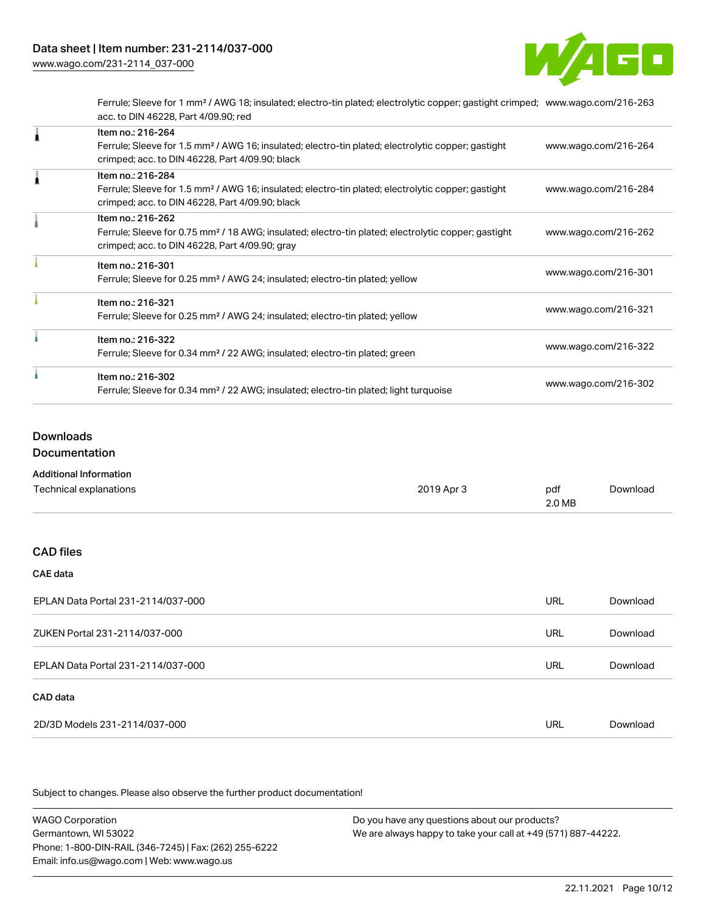| Item | Link |
| --- | --- |
| Ferrule; Sleeve for 1 mm² / AWG 18; insulated; electro-tin plated; electrolytic copper; gastight crimped; acc. to DIN 46228, Part 4/09.90; red | www.wago.com/216-263 |
| Item no.: 216-264<br>Ferrule; Sleeve for 1.5 mm² / AWG 16; insulated; electro-tin plated; electrolytic copper; gastight crimped; acc. to DIN 46228, Part 4/09.90; black | www.wago.com/216-264 |
| Item no.: 216-284<br>Ferrule; Sleeve for 1.5 mm² / AWG 16; insulated; electro-tin plated; electrolytic copper; gastight crimped; acc. to DIN 46228, Part 4/09.90; black | www.wago.com/216-284 |
| Item no.: 216-262<br>Ferrule; Sleeve for 0.75 mm² / 18 AWG; insulated; electro-tin plated; electrolytic copper; gastight crimped; acc. to DIN 46228, Part 4/09.90; gray | www.wago.com/216-262 |
| Item no.: 216-301<br>Ferrule; Sleeve for 0.25 mm² / AWG 24; insulated; electro-tin plated; yellow | www.wago.com/216-301 |
| Item no.: 216-321<br>Ferrule; Sleeve for 0.25 mm² / AWG 24; insulated; electro-tin plated; yellow | www.wago.com/216-321 |
| Item no.: 216-322<br>Ferrule; Sleeve for 0.34 mm² / 22 AWG; insulated; electro-tin plated; green | www.wago.com/216-322 |
| Item no.: 216-302<br>Ferrule; Sleeve for 0.34 mm² / 22 AWG; insulated; electro-tin plated; light turquoise | www.wago.com/216-302 |

## Downloads

### Documentation

#### Additional Information

| | | | |
| --- | --- | --- | --- |
| Technical explanations | 2019 Apr 3 | pdf<br>2.0 MB | Download |

### CAD files

#### CAE data

| | | |
| --- | --- | --- |
| EPLAN Data Portal 231-2114/037-000 | URL | Download |
| ZUKEN Portal 231-2114/037-000 | URL | Download |
| EPLAN Data Portal 231-2114/037-000 | URL | Download |

#### CAD data

| | | |
| --- | --- | --- |
| 2D/3D Models 231-2114/037-000 | URL | Download |

Subject to changes. Please also observe the further product documentation!

WAGO Corporation
Germantown, WI 53022
Phone: 1-800-DIN-RAIL (346-7245) | Fax: (262) 255-6222
Email: info.us@wago.com | Web: www.wago.us

Do you have any questions about our products?
We are always happy to take your call at +49 (571) 887-44222.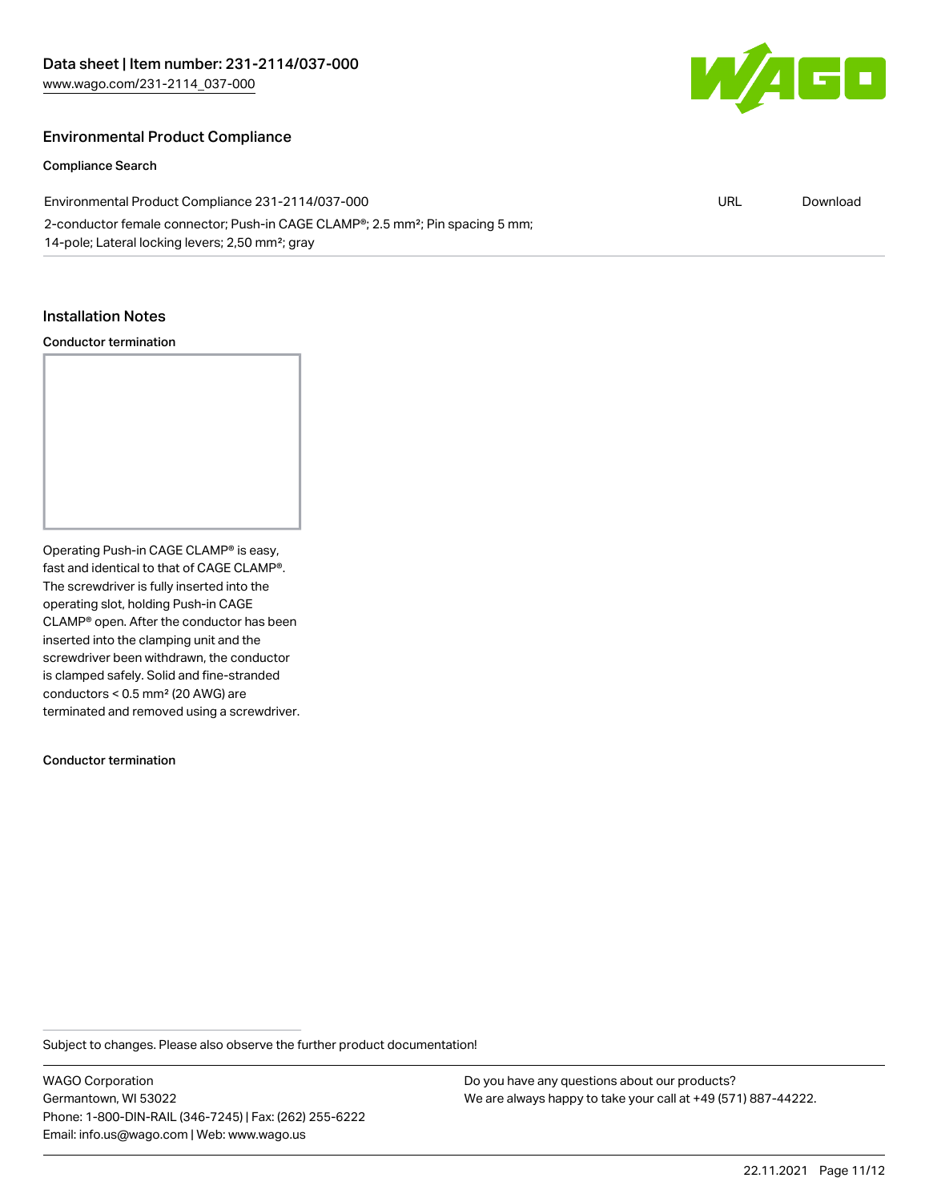## Environmental Product Compliance

### Compliance Search

| Environmental Product Compliance 231-2114/037-000 | URL | Download |
| --- | --- | --- |
| 2-conductor female connector; Push-in CAGE CLAMP®; 2.5 mm²; Pin spacing 5 mm; 14-pole; Lateral locking levers; 2,50 mm²; gray | | |

## Installation Notes

### Conductor termination

Operating Push-in CAGE CLAMP® is easy, fast and identical to that of CAGE CLAMP®. The screwdriver is fully inserted into the operating slot, holding Push-in CAGE CLAMP® open. After the conductor has been inserted into the clamping unit and the screwdriver been withdrawn, the conductor is clamped safely. Solid and fine-stranded conductors < 0.5 mm² (20 AWG) are terminated and removed using a screwdriver.

### Conductor termination

Subject to changes. Please also observe the further product documentation!

WAGO Corporation
Germantown, WI 53022
Phone: 1-800-DIN-RAIL (346-7245) | Fax: (262) 255-6222
Email: info.us@wago.com | Web: www.wago.us

Do you have any questions about our products?
We are always happy to take your call at +49 (571) 887-44222.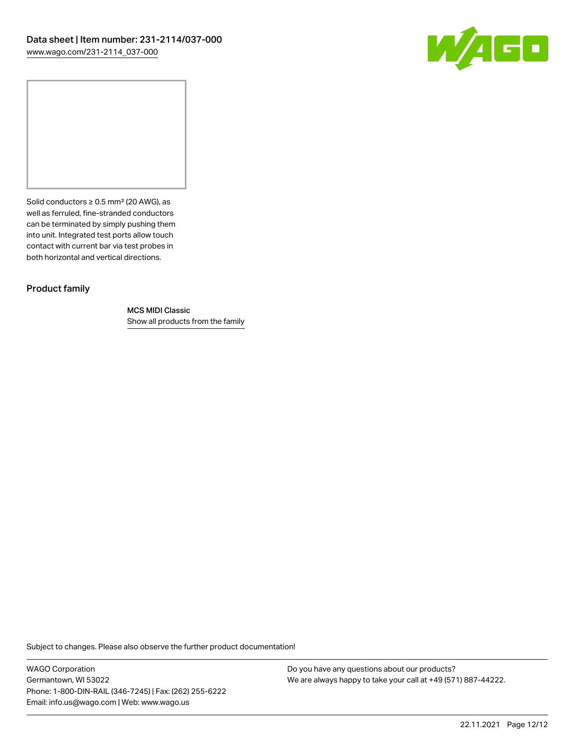Solid conductors ≥ 0.5 mm² (20 AWG), as well as ferruled, fine-stranded conductors can be terminated by simply pushing them into unit. Integrated test ports allow touch contact with current bar via test probes in both horizontal and vertical directions.

## Product family

MCS MIDI Classic
Show all products from the family

Subject to changes. Please also observe the further product documentation!

WAGO Corporation
Germantown, WI 53022
Phone: 1-800-DIN-RAIL (346-7245) | Fax: (262) 255-6222
Email: info.us@wago.com | Web: www.wago.us

Do you have any questions about our products?
We are always happy to take your call at +49 (571) 887-44222.